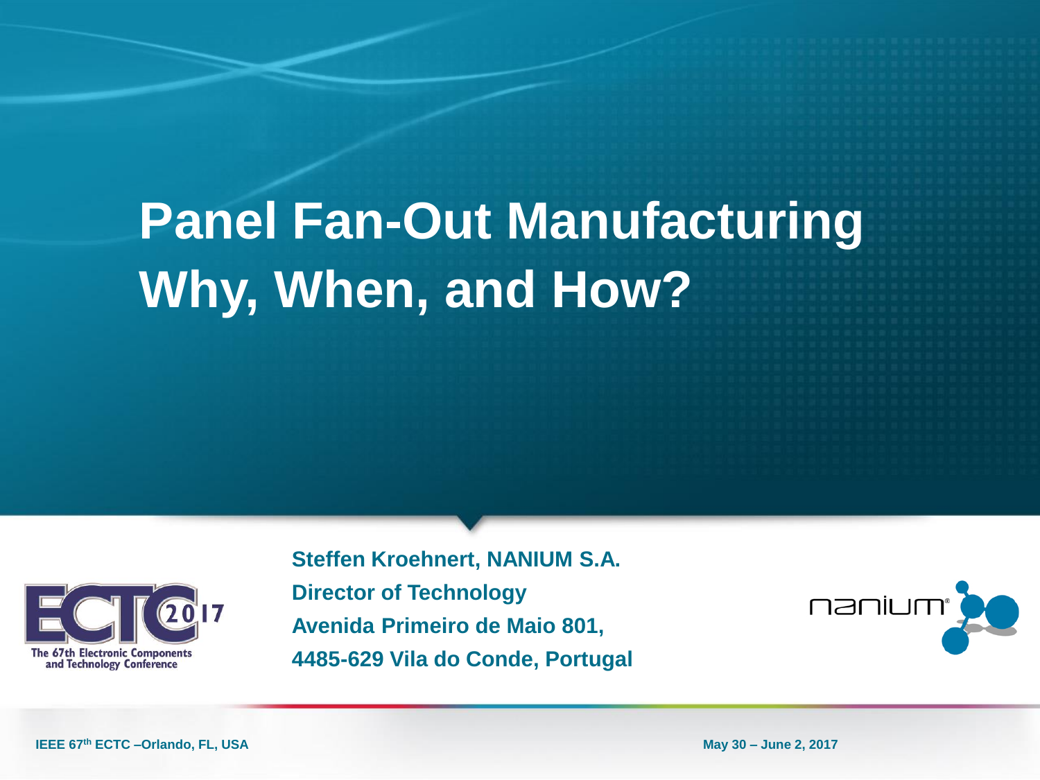# Panel Fan-Out Manufacturing Why, When, and How?

**Steffen Kroehnert, NANIUM S.A.**

**Director of Technology**

**Avenida Primeiro de Maio 801,**

**4485-629 Vila do Conde, Portugal**

The 67th Electronic Components and Technology Conference

IEEE 67th ECTC –Orlando, FL, USA

May 30 – June 2, 2017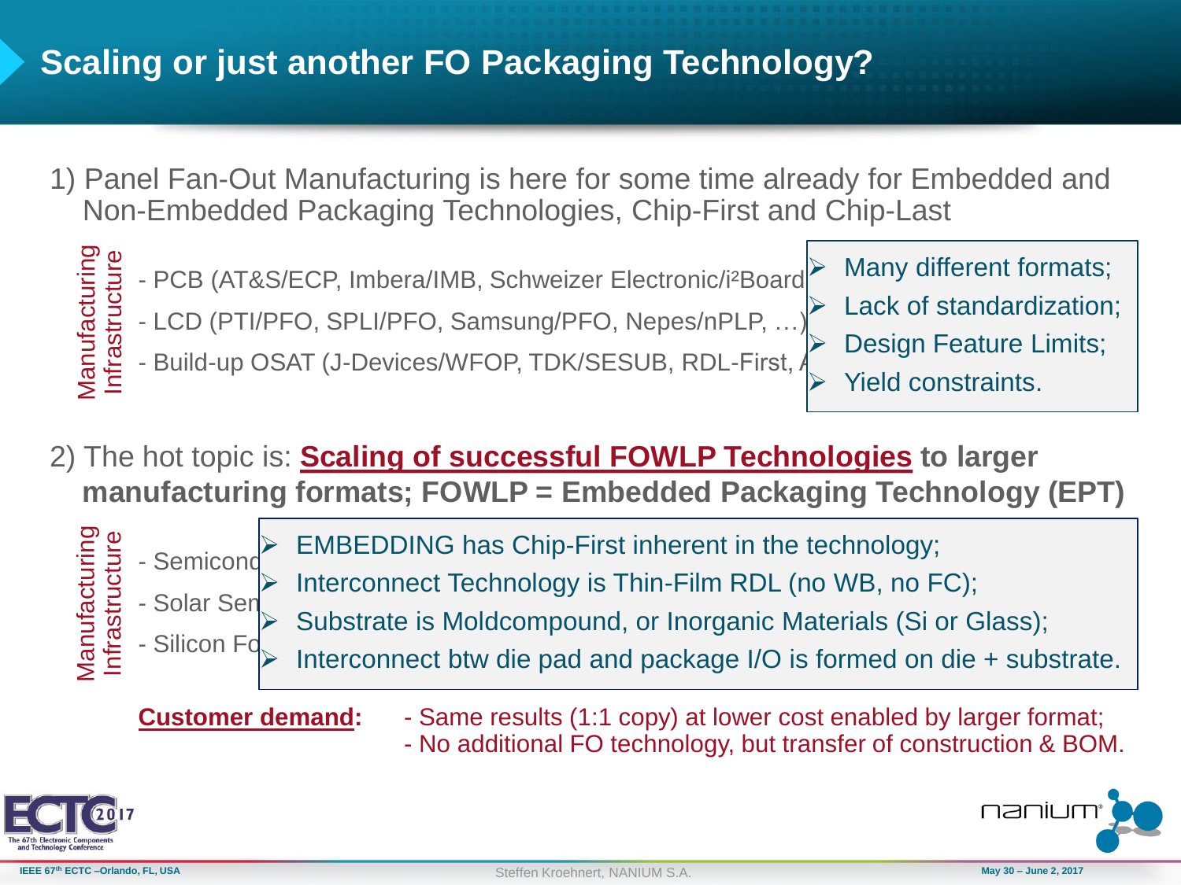# Scaling or just another FO Packaging Technology?

1) Panel Fan-Out Manufacturing is here for some time already for Embedded and Non-Embedded Packaging Technologies, Chip-First and Chip-Last

Manufacturing Infrastructure

- PCB (AT&S/ECP, Imbera/IMB, Schweizer Electronic/i²Board
- LCD (PTI/PFO, SPLI/PFO, Samsung/PFO, Nepes/nPLP, …)
- Build-up OSAT (J-Devices/WFOP, TDK/SESUB, RDL-First, A

> - Many different formats;
> - Lack of standardization;
> - Design Feature Limits;
> - Yield constraints.

2) The hot topic is: **Scaling of successful FOWLP Technologies to larger manufacturing formats; FOWLP = Embedded Packaging Technology (EPT)**

Manufacturing Infrastructure

- Semicond
- Solar Sen
- Silicon Fo

> - EMBEDDING has Chip-First inherent in the technology;
> - Interconnect Technology is Thin-Film RDL (no WB, no FC);
> - Substrate is Moldcompound, or Inorganic Materials (Si or Glass);
> - Interconnect btw die pad and package I/O is formed on die + substrate.

**Customer demand:**

- Same results (1:1 copy) at lower cost enabled by larger format;
- No additional FO technology, but transfer of construction & BOM.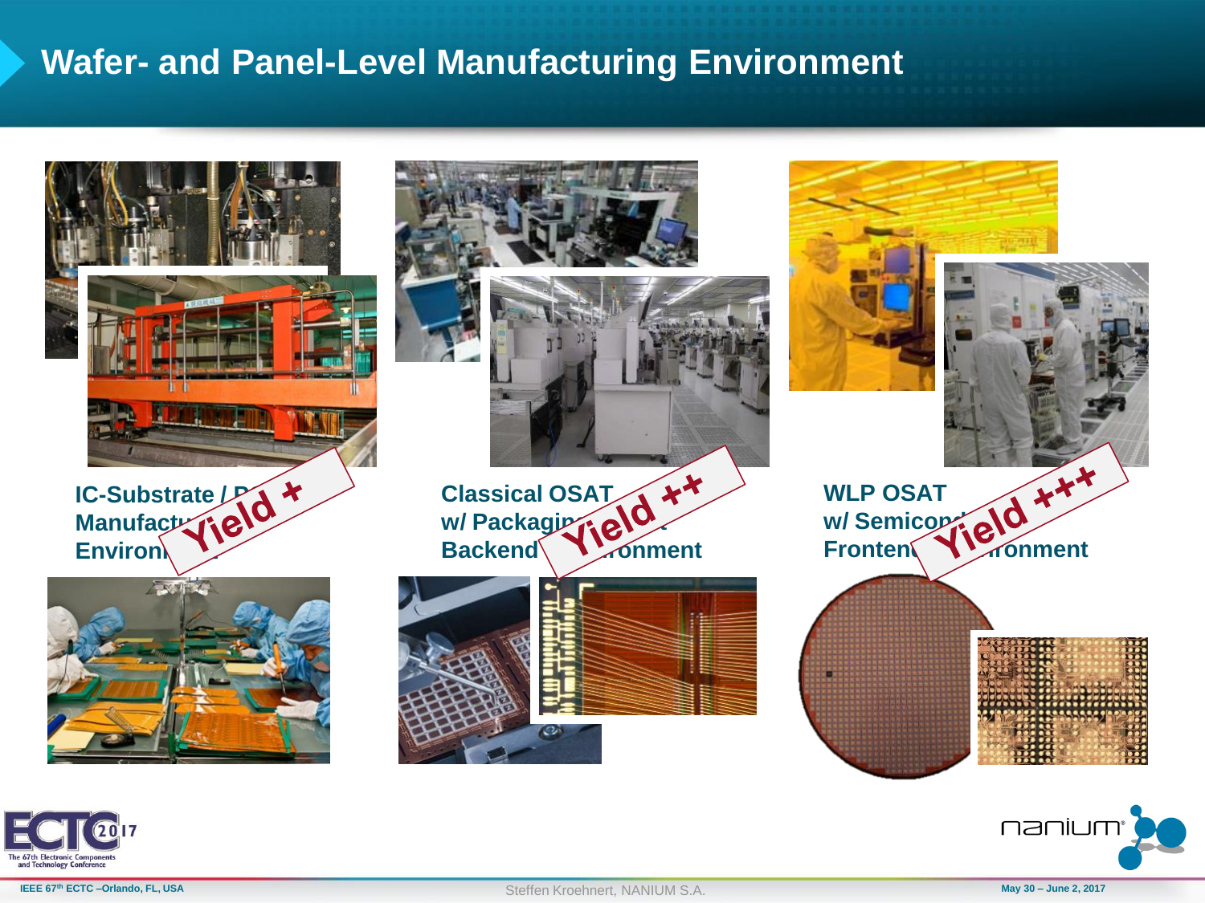# Wafer- and Panel-Level Manufacturing Environment

**IC-Substrate / P... Manufactu... Environ...**

**Yield +**

**Classical OSAT w/ Packagin... Backend ...ronment**

**Yield ++**

**WLP OSAT w/ Semicon... Fronten... ...ronment**

**Yield +++**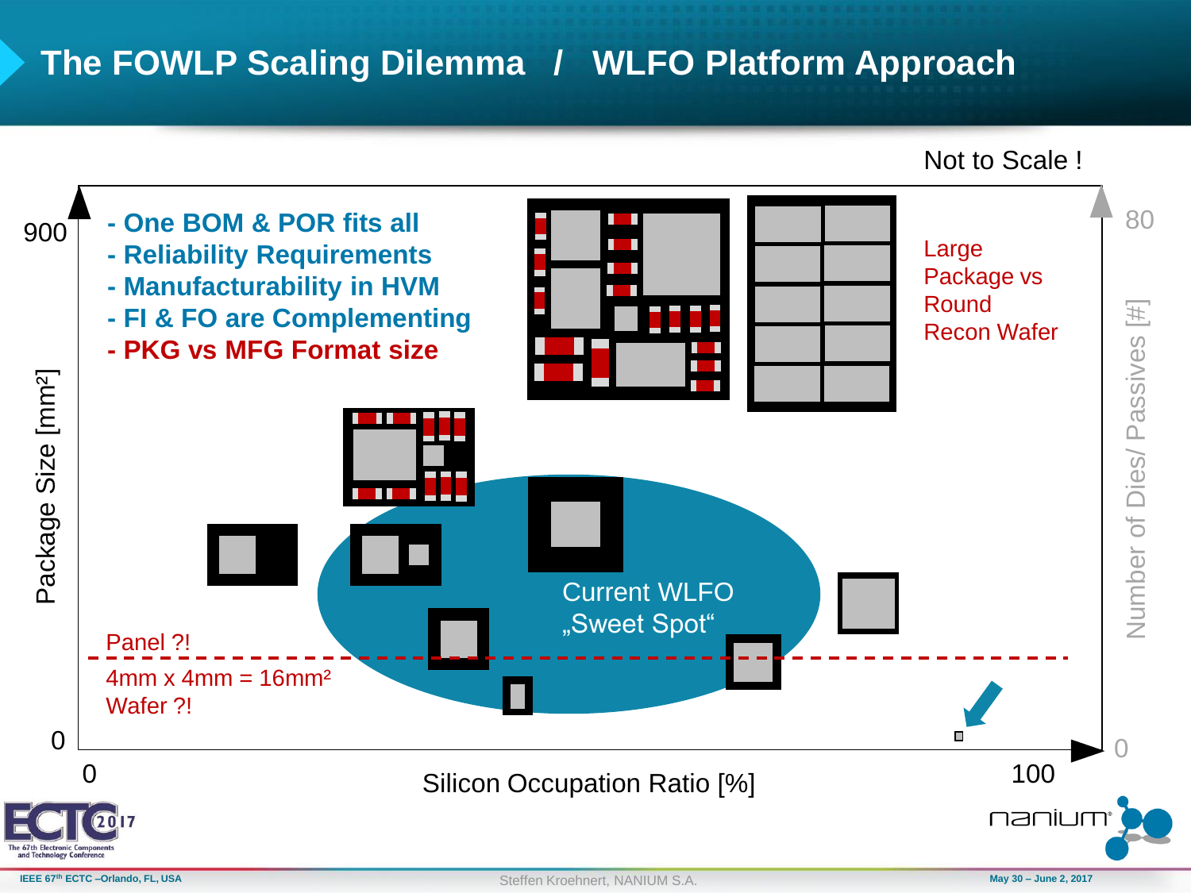# The FOWLP Scaling Dilemma / WLFO Platform Approach

Not to Scale !

- One BOM & POR fits all
- Reliability Requirements
- Manufacturability in HVM
- FI & FO are Complementing
- **PKG vs MFG Format size**

Large Package vs Round Recon Wafer

Current WLFO „Sweet Spot“

Panel ?!

4mm x 4mm = 16mm²

Wafer ?!

Package Size [mm²]: 0 – 900

Silicon Occupation Ratio [%]: 0 – 100

Number of Dies/ Passives [#]: 0 – 80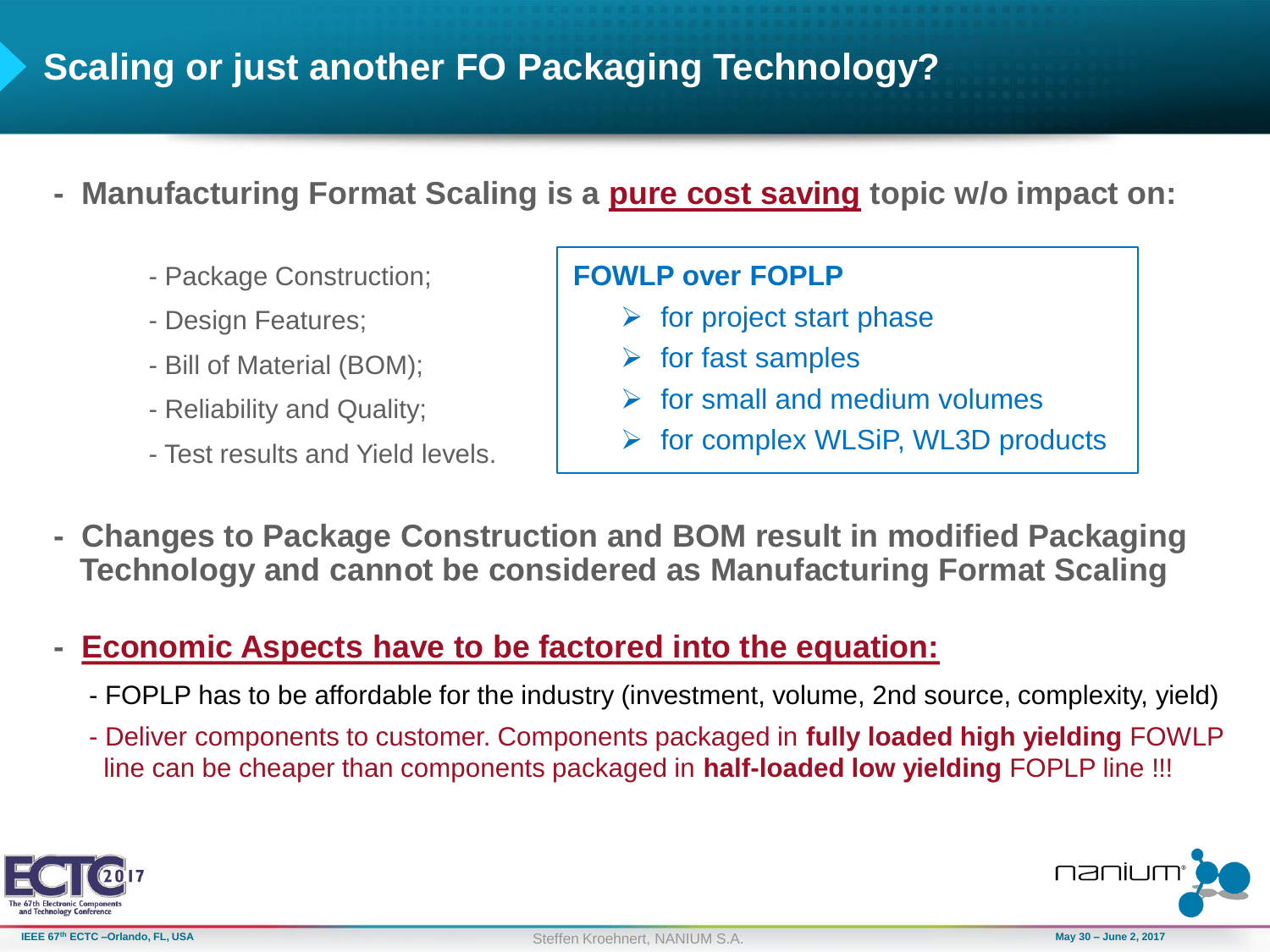# Scaling or just another FO Packaging Technology?

- **Manufacturing Format Scaling is a <u>pure cost saving</u> topic w/o impact on:**

  - Package Construction;
  - Design Features;
  - Bill of Material (BOM);
  - Reliability and Quality;
  - Test results and Yield levels.

**FOWLP over FOPLP**

- for project start phase
- for fast samples
- for small and medium volumes
- for complex WLSiP, WL3D products

- **Changes to Package Construction and BOM result in modified Packaging Technology and cannot be considered as Manufacturing Format Scaling**

- **<u>Economic Aspects have to be factored into the equation:</u>**
  - FOPLP has to be affordable for the industry (investment, volume, 2nd source, complexity, yield)
  - Deliver components to customer. Components packaged in **fully loaded high yielding** FOWLP line can be cheaper than components packaged in **half-loaded low yielding** FOPLP line !!!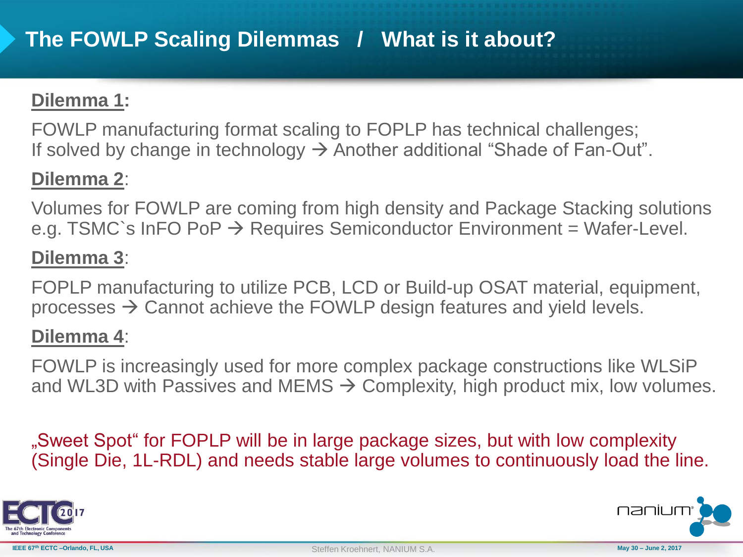# The FOWLP Scaling Dilemmas / What is it about?

**Dilemma 1:**

FOWLP manufacturing format scaling to FOPLP has technical challenges;
If solved by change in technology → Another additional “Shade of Fan-Out”.

**Dilemma 2**:

Volumes for FOWLP are coming from high density and Package Stacking solutions e.g. TSMC`s InFO PoP → Requires Semiconductor Environment = Wafer-Level.

**Dilemma 3**:

FOPLP manufacturing to utilize PCB, LCD or Build-up OSAT material, equipment, processes → Cannot achieve the FOWLP design features and yield levels.

**Dilemma 4**:

FOWLP is increasingly used for more complex package constructions like WLSiP and WL3D with Passives and MEMS → Complexity, high product mix, low volumes.

„Sweet Spot“ for FOPLP will be in large package sizes, but with low complexity (Single Die, 1L-RDL) and needs stable large volumes to continuously load the line.